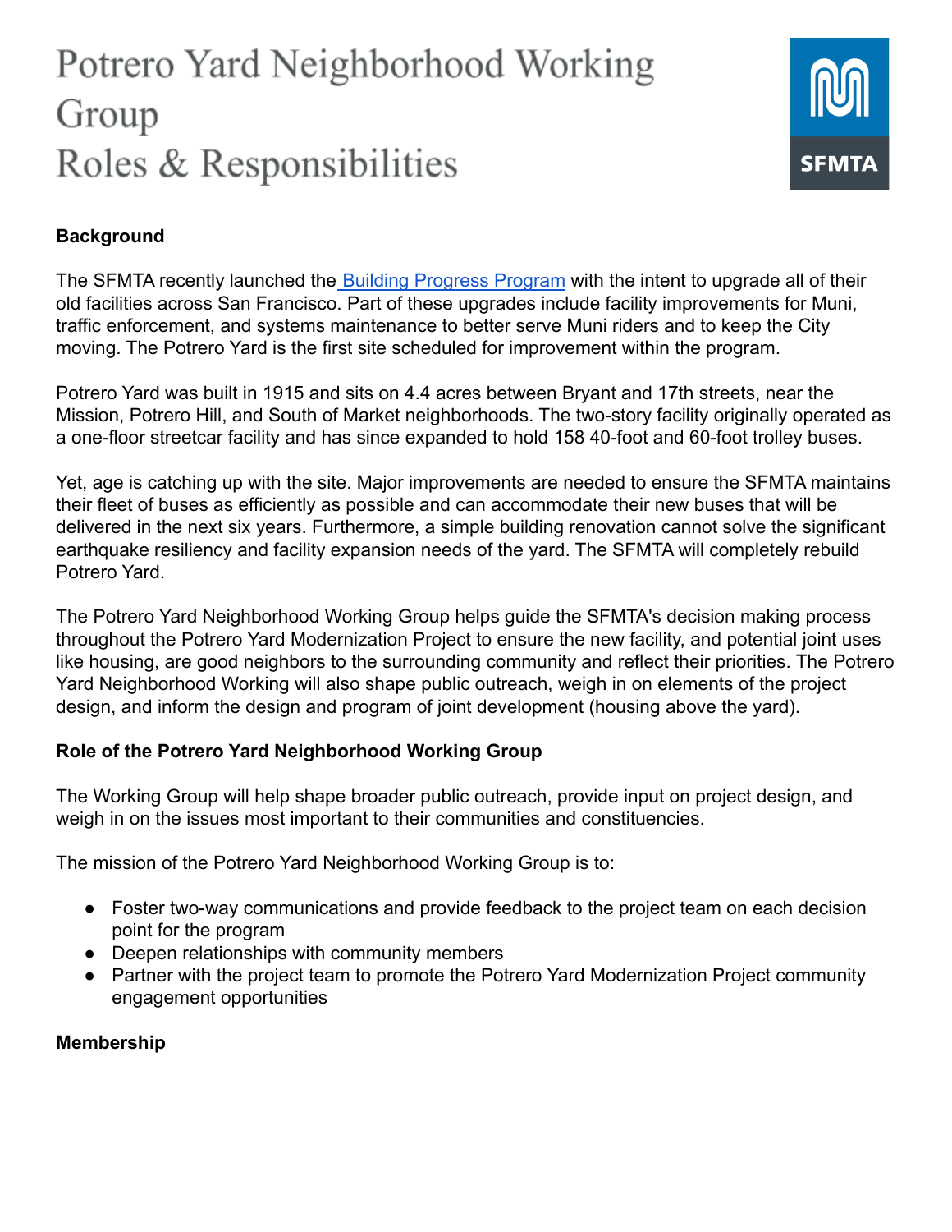# Potrero Yard Neighborhood Working Group
# Roles & Responsibilities

**Background**

The SFMTA recently launched the Building Progress Program with the intent to upgrade all of their old facilities across San Francisco. Part of these upgrades include facility improvements for Muni, traffic enforcement, and systems maintenance to better serve Muni riders and to keep the City moving. The Potrero Yard is the first site scheduled for improvement within the program.

Potrero Yard was built in 1915 and sits on 4.4 acres between Bryant and 17th streets, near the Mission, Potrero Hill, and South of Market neighborhoods. The two-story facility originally operated as a one-floor streetcar facility and has since expanded to hold 158 40-foot and 60-foot trolley buses.

Yet, age is catching up with the site. Major improvements are needed to ensure the SFMTA maintains their fleet of buses as efficiently as possible and can accommodate their new buses that will be delivered in the next six years. Furthermore, a simple building renovation cannot solve the significant earthquake resiliency and facility expansion needs of the yard. The SFMTA will completely rebuild Potrero Yard.

The Potrero Yard Neighborhood Working Group helps guide the SFMTA's decision making process throughout the Potrero Yard Modernization Project to ensure the new facility, and potential joint uses like housing, are good neighbors to the surrounding community and reflect their priorities. The Potrero Yard Neighborhood Working will also shape public outreach, weigh in on elements of the project design, and inform the design and program of joint development (housing above the yard).

**Role of the Potrero Yard Neighborhood Working Group**

The Working Group will help shape broader public outreach, provide input on project design, and weigh in on the issues most important to their communities and constituencies.

The mission of the Potrero Yard Neighborhood Working Group is to:

- Foster two-way communications and provide feedback to the project team on each decision point for the program
- Deepen relationships with community members
- Partner with the project team to promote the Potrero Yard Modernization Project community engagement opportunities

**Membership**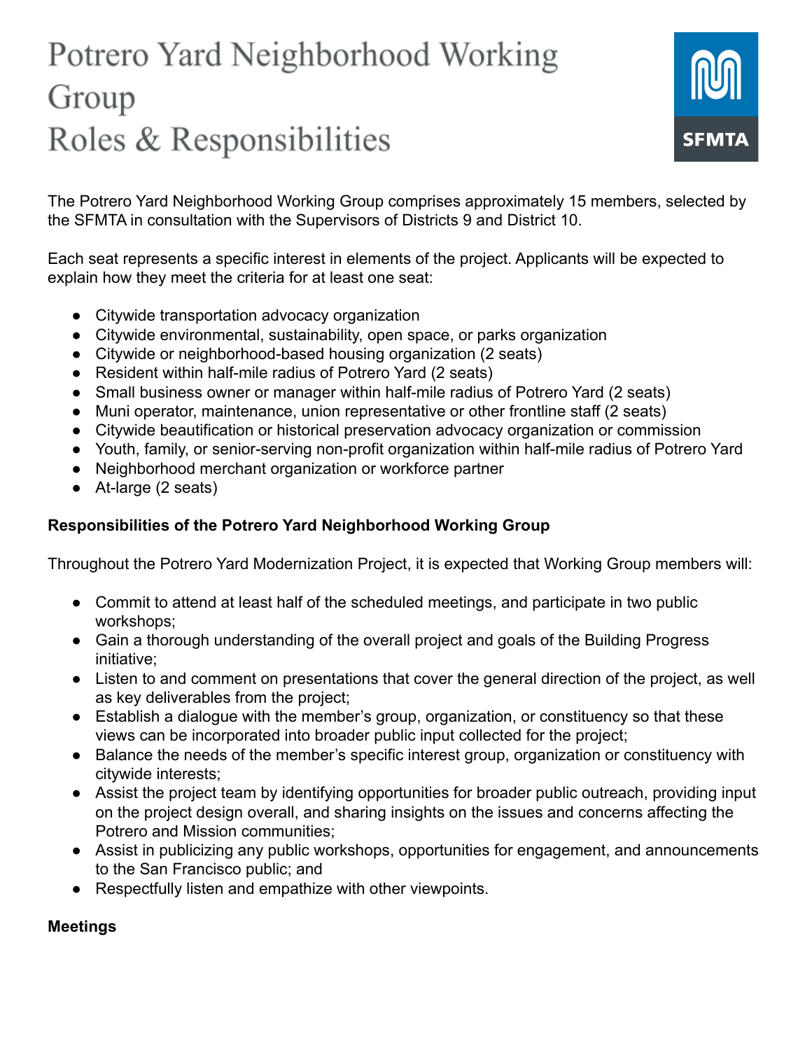# Potrero Yard Neighborhood Working Group
# Roles & Responsibilities

The Potrero Yard Neighborhood Working Group comprises approximately 15 members, selected by the SFMTA in consultation with the Supervisors of Districts 9 and District 10.

Each seat represents a specific interest in elements of the project. Applicants will be expected to explain how they meet the criteria for at least one seat:

- Citywide transportation advocacy organization
- Citywide environmental, sustainability, open space, or parks organization
- Citywide or neighborhood-based housing organization (2 seats)
- Resident within half-mile radius of Potrero Yard (2 seats)
- Small business owner or manager within half-mile radius of Potrero Yard (2 seats)
- Muni operator, maintenance, union representative or other frontline staff (2 seats)
- Citywide beautification or historical preservation advocacy organization or commission
- Youth, family, or senior-serving non-profit organization within half-mile radius of Potrero Yard
- Neighborhood merchant organization or workforce partner
- At-large (2 seats)

**Responsibilities of the Potrero Yard Neighborhood Working Group**

Throughout the Potrero Yard Modernization Project, it is expected that Working Group members will:

- Commit to attend at least half of the scheduled meetings, and participate in two public workshops;
- Gain a thorough understanding of the overall project and goals of the Building Progress initiative;
- Listen to and comment on presentations that cover the general direction of the project, as well as key deliverables from the project;
- Establish a dialogue with the member's group, organization, or constituency so that these views can be incorporated into broader public input collected for the project;
- Balance the needs of the member's specific interest group, organization or constituency with citywide interests;
- Assist the project team by identifying opportunities for broader public outreach, providing input on the project design overall, and sharing insights on the issues and concerns affecting the Potrero and Mission communities;
- Assist in publicizing any public workshops, opportunities for engagement, and announcements to the San Francisco public; and
- Respectfully listen and empathize with other viewpoints.

**Meetings**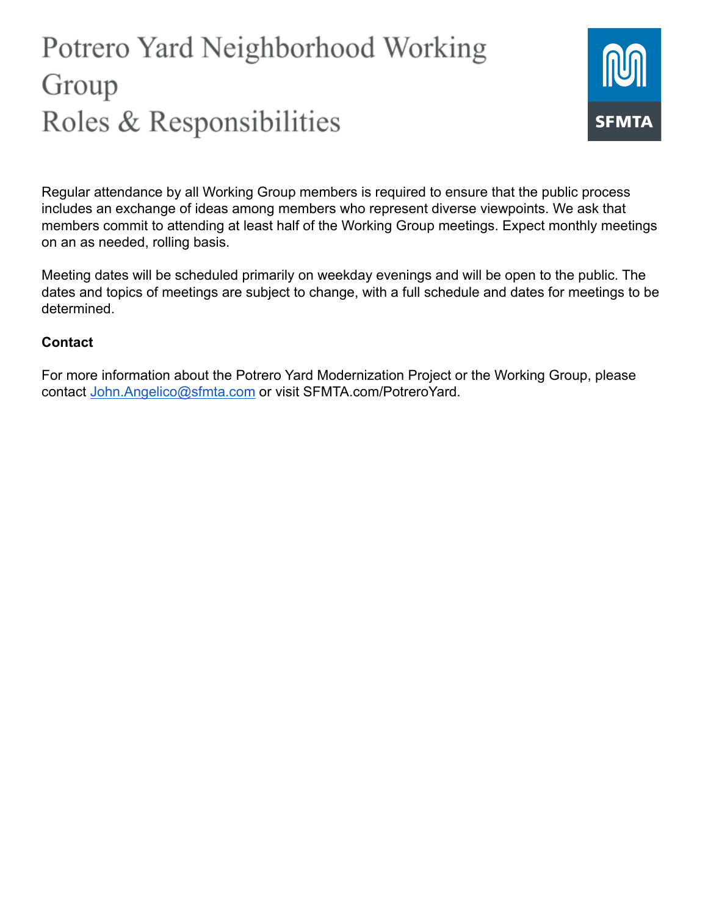# Potrero Yard Neighborhood Working Group
# Roles & Responsibilities

Regular attendance by all Working Group members is required to ensure that the public process includes an exchange of ideas among members who represent diverse viewpoints. We ask that members commit to attending at least half of the Working Group meetings. Expect monthly meetings on an as needed, rolling basis.

Meeting dates will be scheduled primarily on weekday evenings and will be open to the public. The dates and topics of meetings are subject to change, with a full schedule and dates for meetings to be determined.

**Contact**

For more information about the Potrero Yard Modernization Project or the Working Group, please contact John.Angelico@sfmta.com or visit SFMTA.com/PotreroYard.